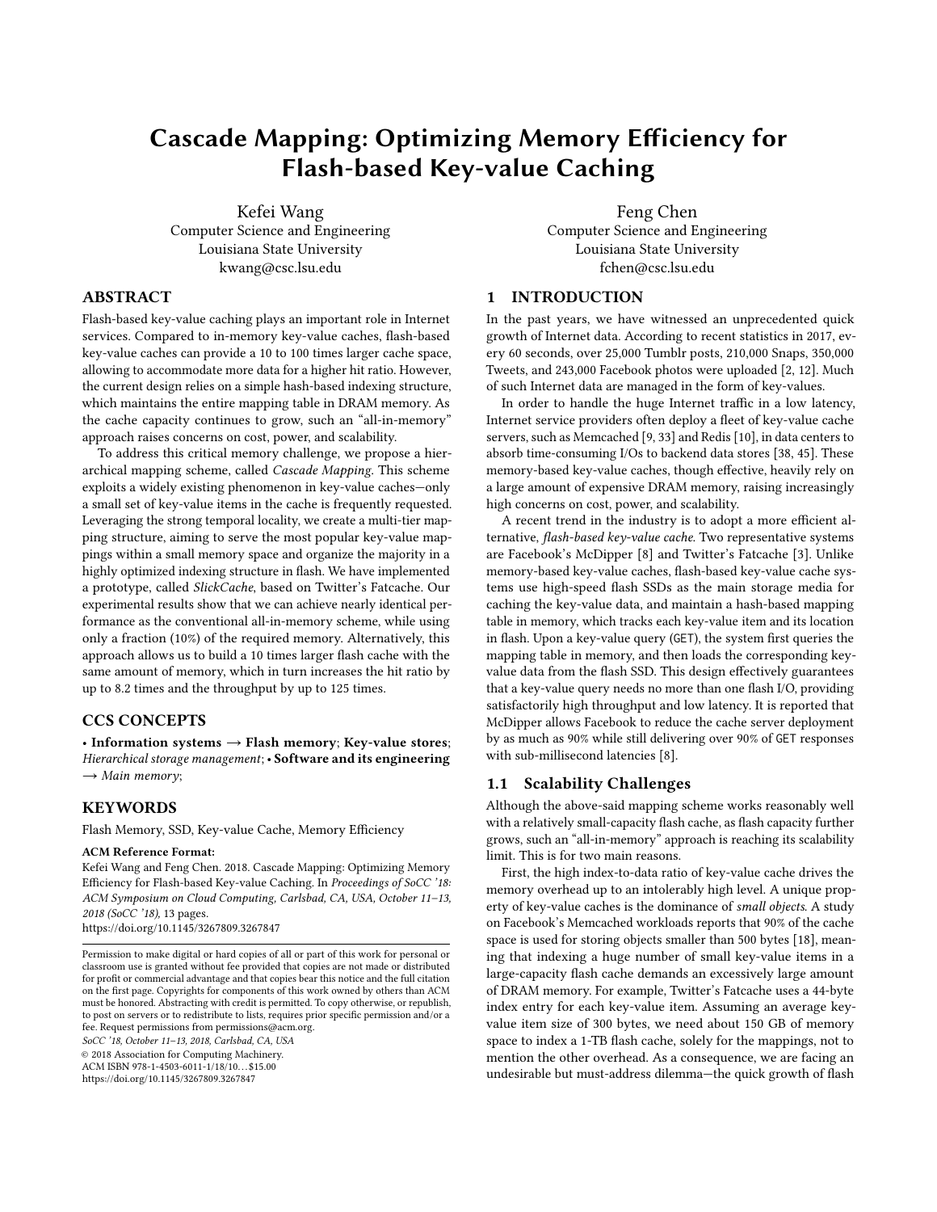# Cascade Mapping: Optimizing Memory Efficiency for Flash-based Key-value Caching

Kefei Wang
Computer Science and Engineering
Louisiana State University
kwang@csc.lsu.edu

Feng Chen
Computer Science and Engineering
Louisiana State University
fchen@csc.lsu.edu

## ABSTRACT

Flash-based key-value caching plays an important role in Internet services. Compared to in-memory key-value caches, flash-based key-value caches can provide a 10 to 100 times larger cache space, allowing to accommodate more data for a higher hit ratio. However, the current design relies on a simple hash-based indexing structure, which maintains the entire mapping table in DRAM memory. As the cache capacity continues to grow, such an "all-in-memory" approach raises concerns on cost, power, and scalability.

To address this critical memory challenge, we propose a hierarchical mapping scheme, called *Cascade Mapping*. This scheme exploits a widely existing phenomenon in key-value caches—only a small set of key-value items in the cache is frequently requested. Leveraging the strong temporal locality, we create a multi-tier mapping structure, aiming to serve the most popular key-value mappings within a small memory space and organize the majority in a highly optimized indexing structure in flash. We have implemented a prototype, called *SlickCache*, based on Twitter's Fatcache. Our experimental results show that we can achieve nearly identical performance as the conventional all-in-memory scheme, while using only a fraction (10%) of the required memory. Alternatively, this approach allows us to build a 10 times larger flash cache with the same amount of memory, which in turn increases the hit ratio by up to 8.2 times and the throughput by up to 125 times.

## CCS CONCEPTS

• **Information systems** → **Flash memory**; **Key-value stores**; *Hierarchical storage management*; • **Software and its engineering** → *Main memory*;

## KEYWORDS

Flash Memory, SSD, Key-value Cache, Memory Efficiency

**ACM Reference Format:**
Kefei Wang and Feng Chen. 2018. Cascade Mapping: Optimizing Memory Efficiency for Flash-based Key-value Caching. In *Proceedings of SoCC '18: ACM Symposium on Cloud Computing, Carlsbad, CA, USA, October 11–13, 2018 (SoCC '18),* 13 pages.
https://doi.org/10.1145/3267809.3267847

Permission to make digital or hard copies of all or part of this work for personal or classroom use is granted without fee provided that copies are not made or distributed for profit or commercial advantage and that copies bear this notice and the full citation on the first page. Copyrights for components of this work owned by others than ACM must be honored. Abstracting with credit is permitted. To copy otherwise, or republish, to post on servers or to redistribute to lists, requires prior specific permission and/or a fee. Request permissions from permissions@acm.org.
*SoCC '18, October 11–13, 2018, Carlsbad, CA, USA*
© 2018 Association for Computing Machinery.
ACM ISBN 978-1-4503-6011-1/18/10…$15.00
https://doi.org/10.1145/3267809.3267847

## 1 INTRODUCTION

In the past years, we have witnessed an unprecedented quick growth of Internet data. According to recent statistics in 2017, every 60 seconds, over 25,000 Tumblr posts, 210,000 Snaps, 350,000 Tweets, and 243,000 Facebook photos were uploaded [2, 12]. Much of such Internet data are managed in the form of key-values.

In order to handle the huge Internet traffic in a low latency, Internet service providers often deploy a fleet of key-value cache servers, such as Memcached [9, 33] and Redis [10], in data centers to absorb time-consuming I/Os to backend data stores [38, 45]. These memory-based key-value caches, though effective, heavily rely on a large amount of expensive DRAM memory, raising increasingly high concerns on cost, power, and scalability.

A recent trend in the industry is to adopt a more efficient alternative, *flash-based key-value cache*. Two representative systems are Facebook's McDipper [8] and Twitter's Fatcache [3]. Unlike memory-based key-value caches, flash-based key-value cache systems use high-speed flash SSDs as the main storage media for caching the key-value data, and maintain a hash-based mapping table in memory, which tracks each key-value item and its location in flash. Upon a key-value query (GET), the system first queries the mapping table in memory, and then loads the corresponding key-value data from the flash SSD. This design effectively guarantees that a key-value query needs no more than one flash I/O, providing satisfactorily high throughput and low latency. It is reported that McDipper allows Facebook to reduce the cache server deployment by as much as 90% while still delivering over 90% of GET responses with sub-millisecond latencies [8].

### 1.1 Scalability Challenges

Although the above-said mapping scheme works reasonably well with a relatively small-capacity flash cache, as flash capacity further grows, such an "all-in-memory" approach is reaching its scalability limit. This is for two main reasons.

First, the high index-to-data ratio of key-value cache drives the memory overhead up to an intolerably high level. A unique property of key-value caches is the dominance of *small objects*. A study on Facebook's Memcached workloads reports that 90% of the cache space is used for storing objects smaller than 500 bytes [18], meaning that indexing a huge number of small key-value items in a large-capacity flash cache demands an excessively large amount of DRAM memory. For example, Twitter's Fatcache uses a 44-byte index entry for each key-value item. Assuming an average key-value item size of 300 bytes, we need about 150 GB of memory space to index a 1-TB flash cache, solely for the mappings, not to mention the other overhead. As a consequence, we are facing an undesirable but must-address dilemma—the quick growth of flash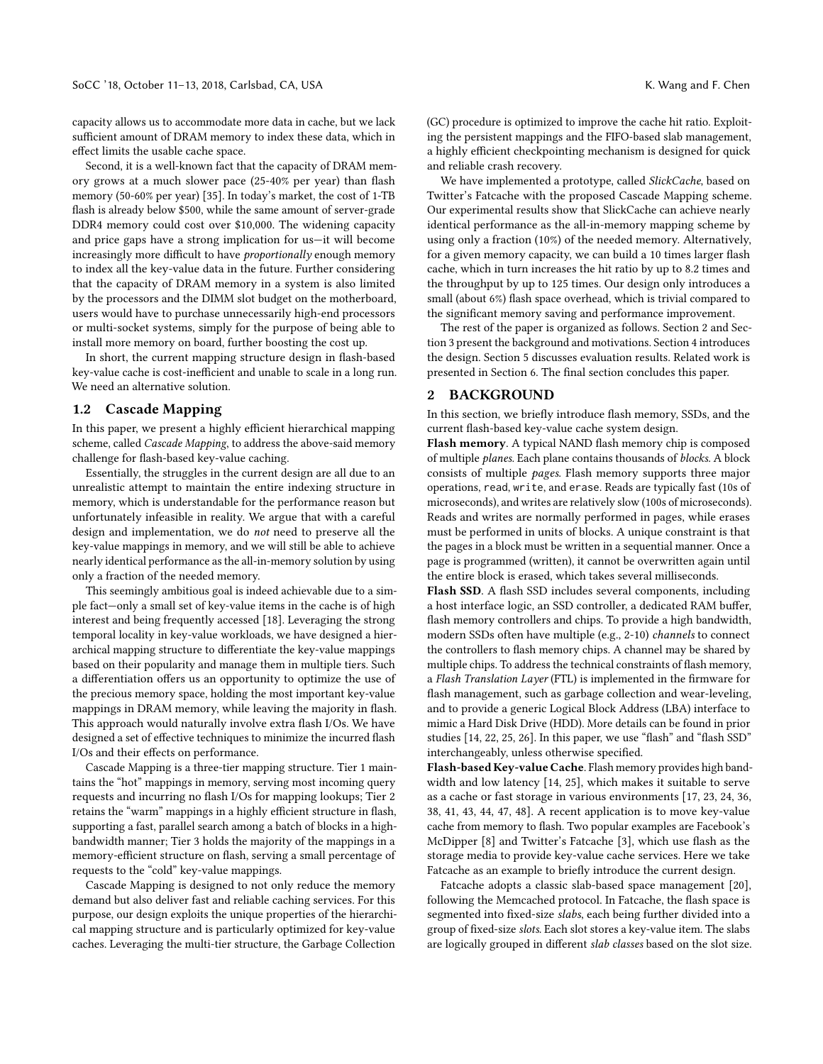capacity allows us to accommodate more data in cache, but we lack sufficient amount of DRAM memory to index these data, which in effect limits the usable cache space.

Second, it is a well-known fact that the capacity of DRAM memory grows at a much slower pace (25-40% per year) than flash memory (50-60% per year) [35]. In today's market, the cost of 1-TB flash is already below $500, while the same amount of server-grade DDR4 memory could cost over $10,000. The widening capacity and price gaps have a strong implication for us—it will become increasingly more difficult to have *proportionally* enough memory to index all the key-value data in the future. Further considering that the capacity of DRAM memory in a system is also limited by the processors and the DIMM slot budget on the motherboard, users would have to purchase unnecessarily high-end processors or multi-socket systems, simply for the purpose of being able to install more memory on board, further boosting the cost up.

In short, the current mapping structure design in flash-based key-value cache is cost-inefficient and unable to scale in a long run. We need an alternative solution.

## 1.2 Cascade Mapping

In this paper, we present a highly efficient hierarchical mapping scheme, called *Cascade Mapping*, to address the above-said memory challenge for flash-based key-value caching.

Essentially, the struggles in the current design are all due to an unrealistic attempt to maintain the entire indexing structure in memory, which is understandable for the performance reason but unfortunately infeasible in reality. We argue that with a careful design and implementation, we do *not* need to preserve all the key-value mappings in memory, and we will still be able to achieve nearly identical performance as the all-in-memory solution by using only a fraction of the needed memory.

This seemingly ambitious goal is indeed achievable due to a simple fact—only a small set of key-value items in the cache is of high interest and being frequently accessed [18]. Leveraging the strong temporal locality in key-value workloads, we have designed a hierarchical mapping structure to differentiate the key-value mappings based on their popularity and manage them in multiple tiers. Such a differentiation offers us an opportunity to optimize the use of the precious memory space, holding the most important key-value mappings in DRAM memory, while leaving the majority in flash. This approach would naturally involve extra flash I/Os. We have designed a set of effective techniques to minimize the incurred flash I/Os and their effects on performance.

Cascade Mapping is a three-tier mapping structure. Tier 1 maintains the "hot" mappings in memory, serving most incoming query requests and incurring no flash I/Os for mapping lookups; Tier 2 retains the "warm" mappings in a highly efficient structure in flash, supporting a fast, parallel search among a batch of blocks in a high-bandwidth manner; Tier 3 holds the majority of the mappings in a memory-efficient structure on flash, serving a small percentage of requests to the "cold" key-value mappings.

Cascade Mapping is designed to not only reduce the memory demand but also deliver fast and reliable caching services. For this purpose, our design exploits the unique properties of the hierarchical mapping structure and is particularly optimized for key-value caches. Leveraging the multi-tier structure, the Garbage Collection (GC) procedure is optimized to improve the cache hit ratio. Exploiting the persistent mappings and the FIFO-based slab management, a highly efficient checkpointing mechanism is designed for quick and reliable crash recovery.

We have implemented a prototype, called *SlickCache*, based on Twitter's Fatcache with the proposed Cascade Mapping scheme. Our experimental results show that SlickCache can achieve nearly identical performance as the all-in-memory mapping scheme by using only a fraction (10%) of the needed memory. Alternatively, for a given memory capacity, we can build a 10 times larger flash cache, which in turn increases the hit ratio by up to 8.2 times and the throughput by up to 125 times. Our design only introduces a small (about 6%) flash space overhead, which is trivial compared to the significant memory saving and performance improvement.

The rest of the paper is organized as follows. Section 2 and Section 3 present the background and motivations. Section 4 introduces the design. Section 5 discusses evaluation results. Related work is presented in Section 6. The final section concludes this paper.

# 2 BACKGROUND

In this section, we briefly introduce flash memory, SSDs, and the current flash-based key-value cache system design.

**Flash memory**. A typical NAND flash memory chip is composed of multiple *planes*. Each plane contains thousands of *blocks*. A block consists of multiple *pages*. Flash memory supports three major operations, `read`, `write`, and `erase`. Reads are typically fast (10s of microseconds), and writes are relatively slow (100s of microseconds). Reads and writes are normally performed in pages, while erases must be performed in units of blocks. A unique constraint is that the pages in a block must be written in a sequential manner. Once a page is programmed (written), it cannot be overwritten again until the entire block is erased, which takes several milliseconds.

**Flash SSD**. A flash SSD includes several components, including a host interface logic, an SSD controller, a dedicated RAM buffer, flash memory controllers and chips. To provide a high bandwidth, modern SSDs often have multiple (e.g., 2-10) *channels* to connect the controllers to flash memory chips. A channel may be shared by multiple chips. To address the technical constraints of flash memory, a *Flash Translation Layer* (FTL) is implemented in the firmware for flash management, such as garbage collection and wear-leveling, and to provide a generic Logical Block Address (LBA) interface to mimic a Hard Disk Drive (HDD). More details can be found in prior studies [14, 22, 25, 26]. In this paper, we use "flash" and "flash SSD" interchangeably, unless otherwise specified.

**Flash-based Key-value Cache**. Flash memory provides high bandwidth and low latency [14, 25], which makes it suitable to serve as a cache or fast storage in various environments [17, 23, 24, 36, 38, 41, 43, 44, 47, 48]. A recent application is to move key-value cache from memory to flash. Two popular examples are Facebook's McDipper [8] and Twitter's Fatcache [3], which use flash as the storage media to provide key-value cache services. Here we take Fatcache as an example to briefly introduce the current design.

Fatcache adopts a classic slab-based space management [20], following the Memcached protocol. In Fatcache, the flash space is segmented into fixed-size *slabs*, each being further divided into a group of fixed-size *slots*. Each slot stores a key-value item. The slabs are logically grouped in different *slab classes* based on the slot size.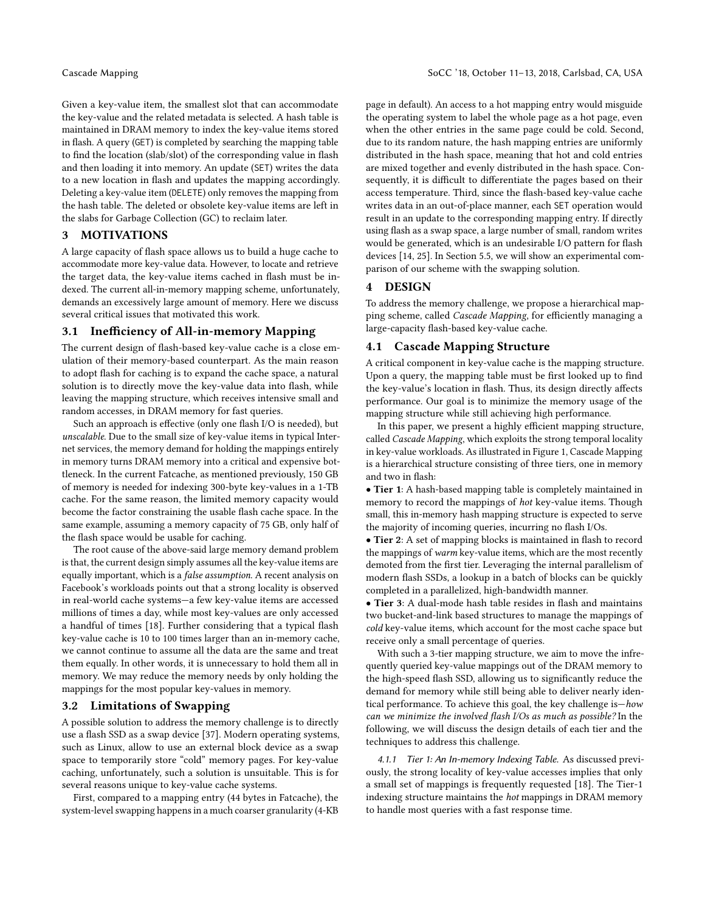Given a key-value item, the smallest slot that can accommodate the key-value and the related metadata is selected. A hash table is maintained in DRAM memory to index the key-value items stored in flash. A query (GET) is completed by searching the mapping table to find the location (slab/slot) of the corresponding value in flash and then loading it into memory. An update (SET) writes the data to a new location in flash and updates the mapping accordingly. Deleting a key-value item (DELETE) only removes the mapping from the hash table. The deleted or obsolete key-value items are left in the slabs for Garbage Collection (GC) to reclaim later.

## 3 MOTIVATIONS

A large capacity of flash space allows us to build a huge cache to accommodate more key-value data. However, to locate and retrieve the target data, the key-value items cached in flash must be indexed. The current all-in-memory mapping scheme, unfortunately, demands an excessively large amount of memory. Here we discuss several critical issues that motivated this work.

### 3.1 Inefficiency of All-in-memory Mapping

The current design of flash-based key-value cache is a close emulation of their memory-based counterpart. As the main reason to adopt flash for caching is to expand the cache space, a natural solution is to directly move the key-value data into flash, while leaving the mapping structure, which receives intensive small and random accesses, in DRAM memory for fast queries.

Such an approach is effective (only one flash I/O is needed), but *unscalable*. Due to the small size of key-value items in typical Internet services, the memory demand for holding the mappings entirely in memory turns DRAM memory into a critical and expensive bottleneck. In the current Fatcache, as mentioned previously, 150 GB of memory is needed for indexing 300-byte key-values in a 1-TB cache. For the same reason, the limited memory capacity would become the factor constraining the usable flash cache space. In the same example, assuming a memory capacity of 75 GB, only half of the flash space would be usable for caching.

The root cause of the above-said large memory demand problem is that, the current design simply assumes all the key-value items are equally important, which is a *false assumption*. A recent analysis on Facebook's workloads points out that a strong locality is observed in real-world cache systems—a few key-value items are accessed millions of times a day, while most key-values are only accessed a handful of times [18]. Further considering that a typical flash key-value cache is 10 to 100 times larger than an in-memory cache, we cannot continue to assume all the data are the same and treat them equally. In other words, it is unnecessary to hold them all in memory. We may reduce the memory needs by only holding the mappings for the most popular key-values in memory.

### 3.2 Limitations of Swapping

A possible solution to address the memory challenge is to directly use a flash SSD as a swap device [37]. Modern operating systems, such as Linux, allow to use an external block device as a swap space to temporarily store "cold" memory pages. For key-value caching, unfortunately, such a solution is unsuitable. This is for several reasons unique to key-value cache systems.

First, compared to a mapping entry (44 bytes in Fatcache), the system-level swapping happens in a much coarser granularity (4-KB page in default). An access to a hot mapping entry would misguide the operating system to label the whole page as a hot page, even when the other entries in the same page could be cold. Second, due to its random nature, the hash mapping entries are uniformly distributed in the hash space, meaning that hot and cold entries are mixed together and evenly distributed in the hash space. Consequently, it is difficult to differentiate the pages based on their access temperature. Third, since the flash-based key-value cache writes data in an out-of-place manner, each SET operation would result in an update to the corresponding mapping entry. If directly using flash as a swap space, a large number of small, random writes would be generated, which is an undesirable I/O pattern for flash devices [14, 25]. In Section 5.5, we will show an experimental comparison of our scheme with the swapping solution.

## 4 DESIGN

To address the memory challenge, we propose a hierarchical mapping scheme, called *Cascade Mapping*, for efficiently managing a large-capacity flash-based key-value cache.

### 4.1 Cascade Mapping Structure

A critical component in key-value cache is the mapping structure. Upon a query, the mapping table must be first looked up to find the key-value's location in flash. Thus, its design directly affects performance. Our goal is to minimize the memory usage of the mapping structure while still achieving high performance.

In this paper, we present a highly efficient mapping structure, called *Cascade Mapping*, which exploits the strong temporal locality in key-value workloads. As illustrated in Figure 1, Cascade Mapping is a hierarchical structure consisting of three tiers, one in memory and two in flash:

- **Tier 1**: A hash-based mapping table is completely maintained in memory to record the mappings of *hot* key-value items. Though small, this in-memory hash mapping structure is expected to serve the majority of incoming queries, incurring no flash I/Os.
- **Tier 2**: A set of mapping blocks is maintained in flash to record the mappings of *warm* key-value items, which are the most recently demoted from the first tier. Leveraging the internal parallelism of modern flash SSDs, a lookup in a batch of blocks can be quickly completed in a parallelized, high-bandwidth manner.
- **Tier 3**: A dual-mode hash table resides in flash and maintains two bucket-and-link based structures to manage the mappings of *cold* key-value items, which account for the most cache space but receive only a small percentage of queries.

With such a 3-tier mapping structure, we aim to move the infrequently queried key-value mappings out of the DRAM memory to the high-speed flash SSD, allowing us to significantly reduce the demand for memory while still being able to deliver nearly identical performance. To achieve this goal, the key challenge is—*how can we minimize the involved flash I/Os as much as possible?* In the following, we will discuss the design details of each tier and the techniques to address this challenge.

#### 4.1.1 Tier 1: An In-memory Indexing Table.

As discussed previously, the strong locality of key-value accesses implies that only a small set of mappings is frequently requested [18]. The Tier-1 indexing structure maintains the *hot* mappings in DRAM memory to handle most queries with a fast response time.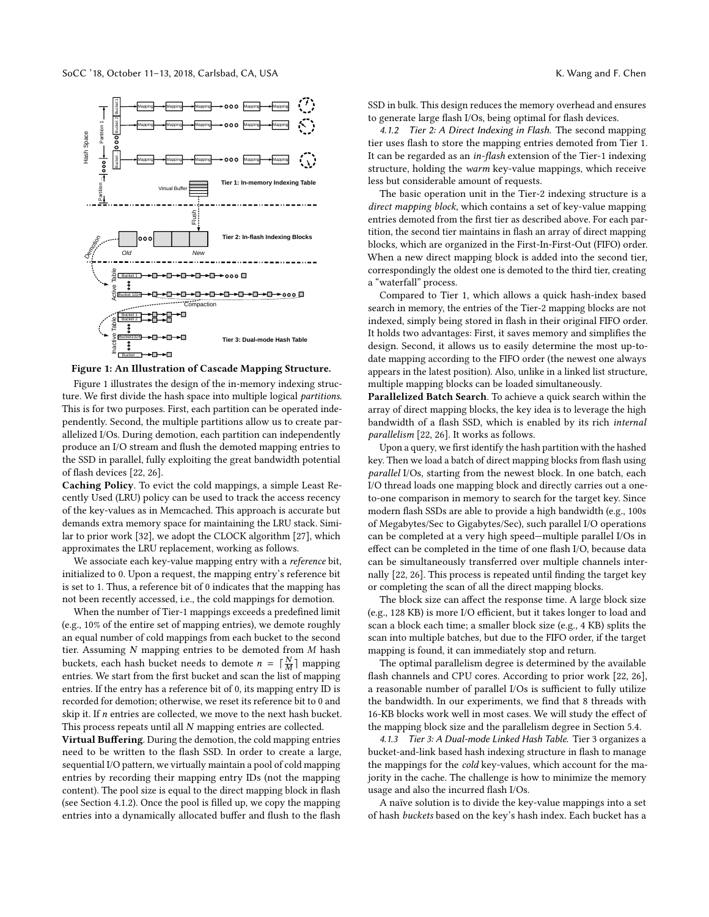Figure 1: An Illustration of Cascade Mapping Structure.

Figure 1 illustrates the design of the in-memory indexing structure. We first divide the hash space into multiple logical *partitions*. This is for two purposes. First, each partition can be operated independently. Second, the multiple partitions allow us to create parallelized I/Os. During demotion, each partition can independently produce an I/O stream and flush the demoted mapping entries to the SSD in parallel, fully exploiting the great bandwidth potential of flash devices [22, 26].

**Caching Policy**. To evict the cold mappings, a simple Least Recently Used (LRU) policy can be used to track the access recency of the key-values as in Memcached. This approach is accurate but demands extra memory space for maintaining the LRU stack. Similar to prior work [32], we adopt the CLOCK algorithm [27], which approximates the LRU replacement, working as follows.

We associate each key-value mapping entry with a *reference* bit, initialized to 0. Upon a request, the mapping entry's reference bit is set to 1. Thus, a reference bit of 0 indicates that the mapping has not been recently accessed, i.e., the cold mappings for demotion.

When the number of Tier-1 mappings exceeds a predefined limit (e.g., 10% of the entire set of mapping entries), we demote roughly an equal number of cold mappings from each bucket to the second tier. Assuming $N$ mapping entries to be demoted from $M$ hash buckets, each hash bucket needs to demote $n = \lceil \frac{N}{M} \rceil$ mapping entries. We start from the first bucket and scan the list of mapping entries. If the entry has a reference bit of 0, its mapping entry ID is recorded for demotion; otherwise, we reset its reference bit to 0 and skip it. If $n$ entries are collected, we move to the next hash bucket. This process repeats until all $N$ mapping entries are collected.

**Virtual Buffering**. During the demotion, the cold mapping entries need to be written to the flash SSD. In order to create a large, sequential I/O pattern, we virtually maintain a pool of cold mapping entries by recording their mapping entry IDs (not the mapping content). The pool size is equal to the direct mapping block in flash (see Section 4.1.2). Once the pool is filled up, we copy the mapping entries into a dynamically allocated buffer and flush to the flash SSD in bulk. This design reduces the memory overhead and ensures to generate large flash I/Os, being optimal for flash devices.

*4.1.2 Tier 2: A Direct Indexing in Flash.* The second mapping tier uses flash to store the mapping entries demoted from Tier 1. It can be regarded as an *in-flash* extension of the Tier-1 indexing structure, holding the *warm* key-value mappings, which receive less but considerable amount of requests.

The basic operation unit in the Tier-2 indexing structure is a *direct mapping block*, which contains a set of key-value mapping entries demoted from the first tier as described above. For each partition, the second tier maintains in flash an array of direct mapping blocks, which are organized in the First-In-First-Out (FIFO) order. When a new direct mapping block is added into the second tier, correspondingly the oldest one is demoted to the third tier, creating a "waterfall" process.

Compared to Tier 1, which allows a quick hash-index based search in memory, the entries of the Tier-2 mapping blocks are not indexed, simply being stored in flash in their original FIFO order. It holds two advantages: First, it saves memory and simplifies the design. Second, it allows us to easily determine the most up-to-date mapping according to the FIFO order (the newest one always appears in the latest position). Also, unlike in a linked list structure, multiple mapping blocks can be loaded simultaneously.

**Parallelized Batch Search**. To achieve a quick search within the array of direct mapping blocks, the key idea is to leverage the high bandwidth of a flash SSD, which is enabled by its rich *internal parallelism* [22, 26]. It works as follows.

Upon a query, we first identify the hash partition with the hashed key. Then we load a batch of direct mapping blocks from flash using *parallel* I/Os, starting from the newest block. In one batch, each I/O thread loads one mapping block and directly carries out a one-to-one comparison in memory to search for the target key. Since modern flash SSDs are able to provide a high bandwidth (e.g., 100s of Megabytes/Sec to Gigabytes/Sec), such parallel I/O operations can be completed at a very high speed—multiple parallel I/Os in effect can be completed in the time of one flash I/O, because data can be simultaneously transferred over multiple channels internally [22, 26]. This process is repeated until finding the target key or completing the scan of all the direct mapping blocks.

The block size can affect the response time. A large block size (e.g., 128 KB) is more I/O efficient, but it takes longer to load and scan a block each time; a smaller block size (e.g., 4 KB) splits the scan into multiple batches, but due to the FIFO order, if the target mapping is found, it can immediately stop and return.

The optimal parallelism degree is determined by the available flash channels and CPU cores. According to prior work [22, 26], a reasonable number of parallel I/Os is sufficient to fully utilize the bandwidth. In our experiments, we find that 8 threads with 16-KB blocks work well in most cases. We will study the effect of the mapping block size and the parallelism degree in Section 5.4.

*4.1.3 Tier 3: A Dual-mode Linked Hash Table.* Tier 3 organizes a bucket-and-link based hash indexing structure in flash to manage the mappings for the *cold* key-values, which account for the majority in the cache. The challenge is how to minimize the memory usage and also the incurred flash I/Os.

A naïve solution is to divide the key-value mappings into a set of hash *buckets* based on the key's hash index. Each bucket has a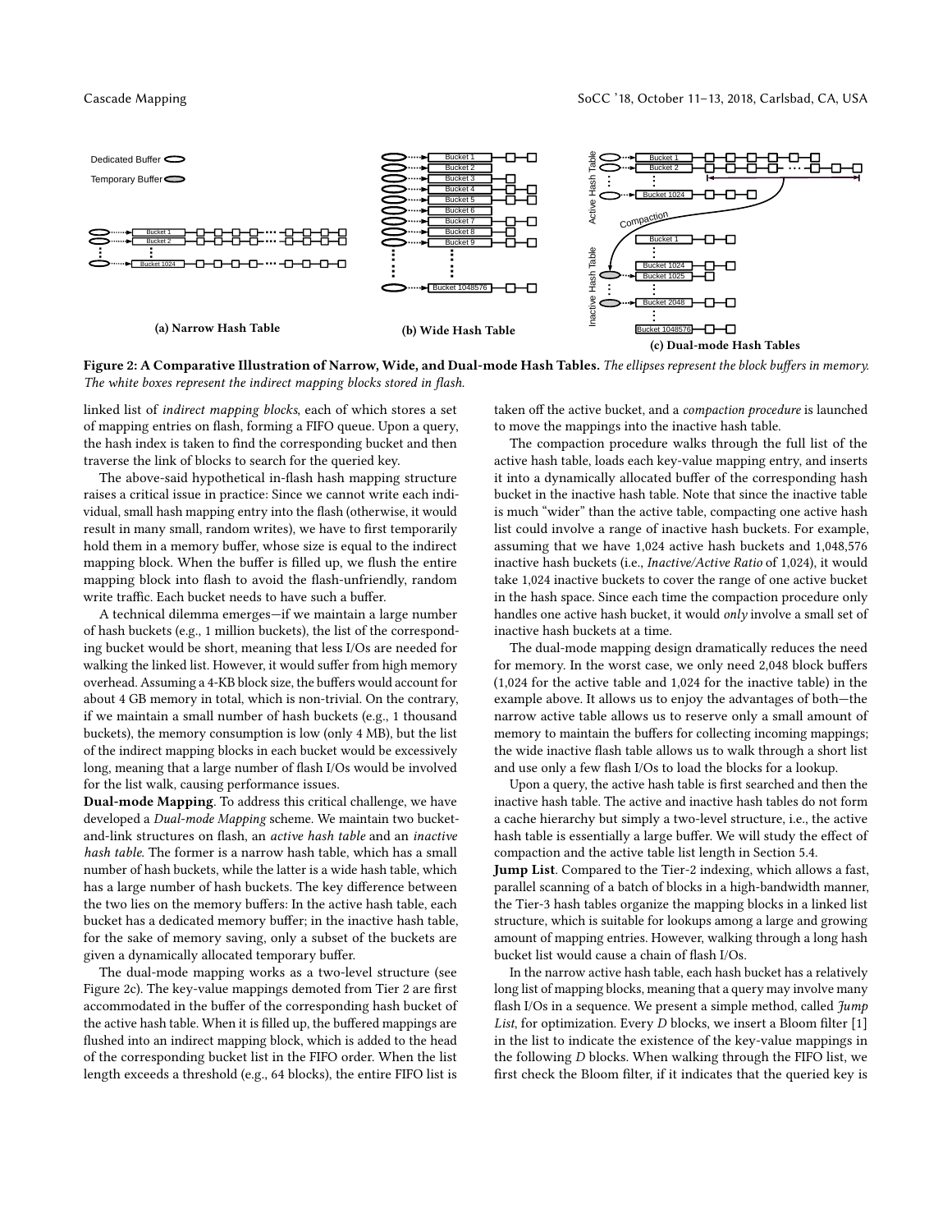Figure 2: A Comparative Illustration of Narrow, Wide, and Dual-mode Hash Tables. *The ellipses represent the block buffers in memory. The white boxes represent the indirect mapping blocks stored in flash.*

linked list of *indirect mapping blocks*, each of which stores a set of mapping entries on flash, forming a FIFO queue. Upon a query, the hash index is taken to find the corresponding bucket and then traverse the link of blocks to search for the queried key.

The above-said hypothetical in-flash hash mapping structure raises a critical issue in practice: Since we cannot write each individual, small hash mapping entry into the flash (otherwise, it would result in many small, random writes), we have to first temporarily hold them in a memory buffer, whose size is equal to the indirect mapping block. When the buffer is filled up, we flush the entire mapping block into flash to avoid the flash-unfriendly, random write traffic. Each bucket needs to have such a buffer.

A technical dilemma emerges—if we maintain a large number of hash buckets (e.g., 1 million buckets), the list of the corresponding bucket would be short, meaning that less I/Os are needed for walking the linked list. However, it would suffer from high memory overhead. Assuming a 4-KB block size, the buffers would account for about 4 GB memory in total, which is non-trivial. On the contrary, if we maintain a small number of hash buckets (e.g., 1 thousand buckets), the memory consumption is low (only 4 MB), but the list of the indirect mapping blocks in each bucket would be excessively long, meaning that a large number of flash I/Os would be involved for the list walk, causing performance issues.

**Dual-mode Mapping**. To address this critical challenge, we have developed a *Dual-mode Mapping* scheme. We maintain two bucket-and-link structures on flash, an *active hash table* and an *inactive hash table*. The former is a narrow hash table, which has a small number of hash buckets, while the latter is a wide hash table, which has a large number of hash buckets. The key difference between the two lies on the memory buffers: In the active hash table, each bucket has a dedicated memory buffer; in the inactive hash table, for the sake of memory saving, only a subset of the buckets are given a dynamically allocated temporary buffer.

The dual-mode mapping works as a two-level structure (see Figure 2c). The key-value mappings demoted from Tier 2 are first accommodated in the buffer of the corresponding hash bucket of the active hash table. When it is filled up, the buffered mappings are flushed into an indirect mapping block, which is added to the head of the corresponding bucket list in the FIFO order. When the list length exceeds a threshold (e.g., 64 blocks), the entire FIFO list is taken off the active bucket, and a *compaction procedure* is launched to move the mappings into the inactive hash table.

The compaction procedure walks through the full list of the active hash table, loads each key-value mapping entry, and inserts it into a dynamically allocated buffer of the corresponding hash bucket in the inactive hash table. Note that since the inactive table is much "wider" than the active table, compacting one active hash list could involve a range of inactive hash buckets. For example, assuming that we have 1,024 active hash buckets and 1,048,576 inactive hash buckets (i.e., *Inactive/Active Ratio* of 1,024), it would take 1,024 inactive buckets to cover the range of one active bucket in the hash space. Since each time the compaction procedure only handles one active hash bucket, it would *only* involve a small set of inactive hash buckets at a time.

The dual-mode mapping design dramatically reduces the need for memory. In the worst case, we only need 2,048 block buffers (1,024 for the active table and 1,024 for the inactive table) in the example above. It allows us to enjoy the advantages of both—the narrow active table allows us to reserve only a small amount of memory to maintain the buffers for collecting incoming mappings; the wide inactive flash table allows us to walk through a short list and use only a few flash I/Os to load the blocks for a lookup.

Upon a query, the active hash table is first searched and then the inactive hash table. The active and inactive hash tables do not form a cache hierarchy but simply a two-level structure, i.e., the active hash table is essentially a large buffer. We will study the effect of compaction and the active table list length in Section 5.4.

**Jump List**. Compared to the Tier-2 indexing, which allows a fast, parallel scanning of a batch of blocks in a high-bandwidth manner, the Tier-3 hash tables organize the mapping blocks in a linked list structure, which is suitable for lookups among a large and growing amount of mapping entries. However, walking through a long hash bucket list would cause a chain of flash I/Os.

In the narrow active hash table, each hash bucket has a relatively long list of mapping blocks, meaning that a query may involve many flash I/Os in a sequence. We present a simple method, called *Jump List*, for optimization. Every $D$ blocks, we insert a Bloom filter [1] in the list to indicate the existence of the key-value mappings in the following $D$ blocks. When walking through the FIFO list, we first check the Bloom filter, if it indicates that the queried key is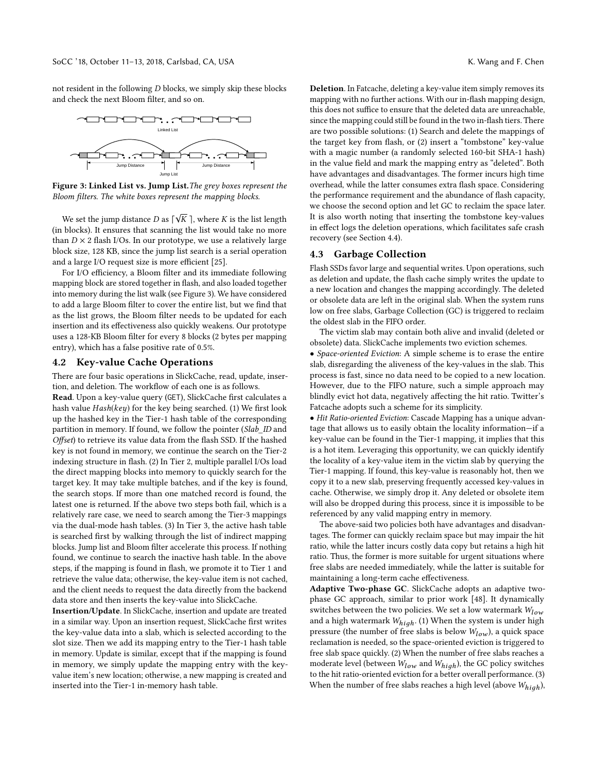not resident in the following $D$ blocks, we simply skip these blocks and check the next Bloom filter, and so on.

Figure 3: Linked List vs. Jump List. *The grey boxes represent the Bloom filters. The white boxes represent the mapping blocks.*

We set the jump distance $D$ as $\lceil \sqrt{K} \rceil$, where $K$ is the list length (in blocks). It ensures that scanning the list would take no more than $D \times 2$ flash I/Os. In our prototype, we use a relatively large block size, 128 KB, since the jump list search is a serial operation and a large I/O request size is more efficient [25].

For I/O efficiency, a Bloom filter and its immediate following mapping block are stored together in flash, and also loaded together into memory during the list walk (see Figure 3). We have considered to add a large Bloom filter to cover the entire list, but we find that as the list grows, the Bloom filter needs to be updated for each insertion and its effectiveness also quickly weakens. Our prototype uses a 128-KB Bloom filter for every 8 blocks (2 bytes per mapping entry), which has a false positive rate of 0.5%.

## 4.2 Key-value Cache Operations

There are four basic operations in SlickCache, read, update, insertion, and deletion. The workflow of each one is as follows.

**Read**. Upon a key-value query (GET), SlickCache first calculates a hash value *Hash*(*key*) for the key being searched. (1) We first look up the hashed key in the Tier-1 hash table of the corresponding partition in memory. If found, we follow the pointer (*Slab_ID* and *Offset*) to retrieve its value data from the flash SSD. If the hashed key is not found in memory, we continue the search on the Tier-2 indexing structure in flash. (2) In Tier 2, multiple parallel I/Os load the direct mapping blocks into memory to quickly search for the target key. It may take multiple batches, and if the key is found, the search stops. If more than one matched record is found, the latest one is returned. If the above two steps both fail, which is a relatively rare case, we need to search among the Tier-3 mappings via the dual-mode hash tables. (3) In Tier 3, the active hash table is searched first by walking through the list of indirect mapping blocks. Jump list and Bloom filter accelerate this process. If nothing found, we continue to search the inactive hash table. In the above steps, if the mapping is found in flash, we promote it to Tier 1 and retrieve the value data; otherwise, the key-value item is not cached, and the client needs to request the data directly from the backend data store and then inserts the key-value into SlickCache.

**Insertion/Update**. In SlickCache, insertion and update are treated in a similar way. Upon an insertion request, SlickCache first writes the key-value data into a slab, which is selected according to the slot size. Then we add its mapping entry to the Tier-1 hash table in memory. Update is similar, except that if the mapping is found in memory, we simply update the mapping entry with the key-value item's new location; otherwise, a new mapping is created and inserted into the Tier-1 in-memory hash table.

**Deletion**. In Fatcache, deleting a key-value item simply removes its mapping with no further actions. With our in-flash mapping design, this does not suffice to ensure that the deleted data are unreachable, since the mapping could still be found in the two in-flash tiers. There are two possible solutions: (1) Search and delete the mappings of the target key from flash, or (2) insert a "tombstone" key-value with a magic number (a randomly selected 160-bit SHA-1 hash) in the value field and mark the mapping entry as "deleted". Both have advantages and disadvantages. The former incurs high time overhead, while the latter consumes extra flash space. Considering the performance requirement and the abundance of flash capacity, we choose the second option and let GC to reclaim the space later. It is also worth noting that inserting the tombstone key-values in effect logs the deletion operations, which facilitates safe crash recovery (see Section 4.4).

## 4.3 Garbage Collection

Flash SSDs favor large and sequential writes. Upon operations, such as deletion and update, the flash cache simply writes the update to a new location and changes the mapping accordingly. The deleted or obsolete data are left in the original slab. When the system runs low on free slabs, Garbage Collection (GC) is triggered to reclaim the oldest slab in the FIFO order.

The victim slab may contain both alive and invalid (deleted or obsolete) data. SlickCache implements two eviction schemes.

- *Space-oriented Eviction*: A simple scheme is to erase the entire slab, disregarding the aliveness of the key-values in the slab. This process is fast, since no data need to be copied to a new location. However, due to the FIFO nature, such a simple approach may blindly evict hot data, negatively affecting the hit ratio. Twitter's Fatcache adopts such a scheme for its simplicity.
- *Hit Ratio-oriented Eviction*: Cascade Mapping has a unique advantage that allows us to easily obtain the locality information—if a key-value can be found in the Tier-1 mapping, it implies that this is a hot item. Leveraging this opportunity, we can quickly identify the locality of a key-value item in the victim slab by querying the Tier-1 mapping. If found, this key-value is reasonably hot, then we copy it to a new slab, preserving frequently accessed key-values in cache. Otherwise, we simply drop it. Any deleted or obsolete item will also be dropped during this process, since it is impossible to be referenced by any valid mapping entry in memory.

The above-said two policies both have advantages and disadvantages. The former can quickly reclaim space but may impair the hit ratio, while the latter incurs costly data copy but retains a high hit ratio. Thus, the former is more suitable for urgent situations where free slabs are needed immediately, while the latter is suitable for maintaining a long-term cache effectiveness.

**Adaptive Two-phase GC**. SlickCache adopts an adaptive two-phase GC approach, similar to prior work [48]. It dynamically switches between the two policies. We set a low watermark $W_{low}$ and a high watermark $W_{high}$. (1) When the system is under high pressure (the number of free slabs is below $W_{low}$), a quick space reclamation is needed, so the space-oriented eviction is triggered to free slab space quickly. (2) When the number of free slabs reaches a moderate level (between $W_{low}$ and $W_{high}$), the GC policy switches to the hit ratio-oriented eviction for a better overall performance. (3) When the number of free slabs reaches a high level (above $W_{high}$),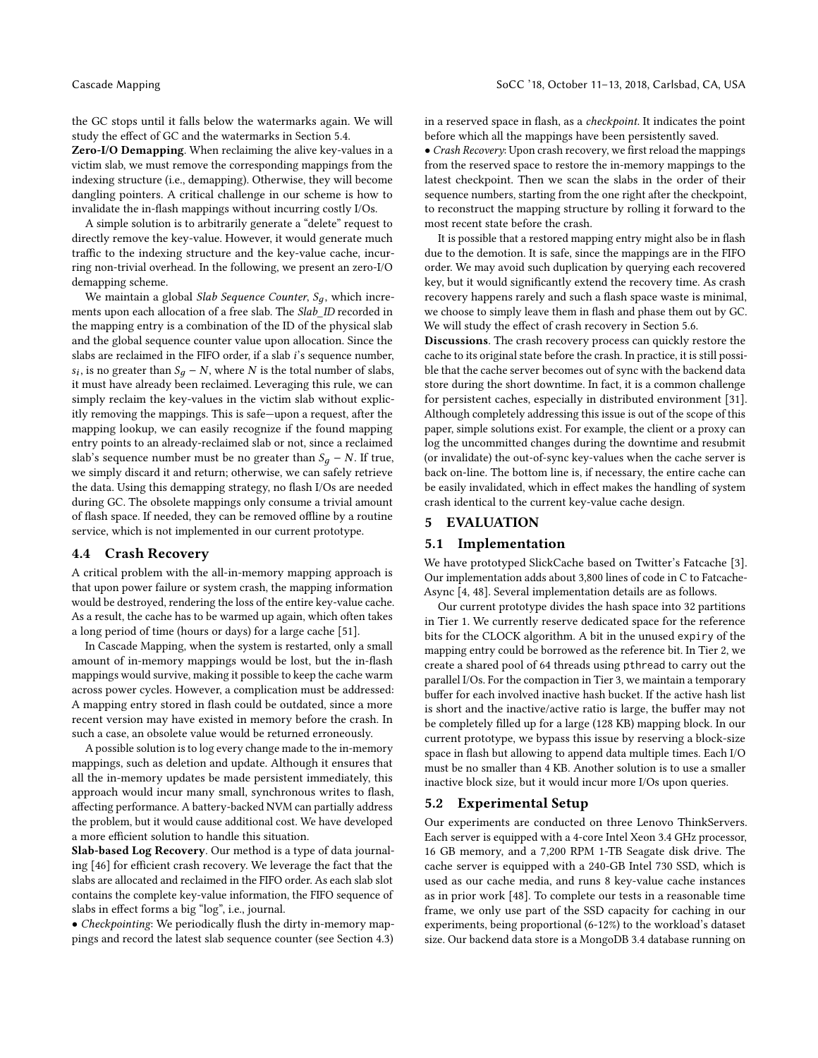the GC stops until it falls below the watermarks again. We will study the effect of GC and the watermarks in Section 5.4.

**Zero-I/O Demapping**. When reclaiming the alive key-values in a victim slab, we must remove the corresponding mappings from the indexing structure (i.e., demapping). Otherwise, they will become dangling pointers. A critical challenge in our scheme is how to invalidate the in-flash mappings without incurring costly I/Os.

A simple solution is to arbitrarily generate a "delete" request to directly remove the key-value. However, it would generate much traffic to the indexing structure and the key-value cache, incurring non-trivial overhead. In the following, we present an zero-I/O demapping scheme.

We maintain a global *Slab Sequence Counter*, $S_g$, which increments upon each allocation of a free slab. The *Slab_ID* recorded in the mapping entry is a combination of the ID of the physical slab and the global sequence counter value upon allocation. Since the slabs are reclaimed in the FIFO order, if a slab $i$'s sequence number, $s_i$, is no greater than $S_g - N$, where $N$ is the total number of slabs, it must have already been reclaimed. Leveraging this rule, we can simply reclaim the key-values in the victim slab without explicitly removing the mappings. This is safe—upon a request, after the mapping lookup, we can easily recognize if the found mapping entry points to an already-reclaimed slab or not, since a reclaimed slab's sequence number must be no greater than $S_g - N$. If true, we simply discard it and return; otherwise, we can safely retrieve the data. Using this demapping strategy, no flash I/Os are needed during GC. The obsolete mappings only consume a trivial amount of flash space. If needed, they can be removed offline by a routine service, which is not implemented in our current prototype.

## 4.4 Crash Recovery

A critical problem with the all-in-memory mapping approach is that upon power failure or system crash, the mapping information would be destroyed, rendering the loss of the entire key-value cache. As a result, the cache has to be warmed up again, which often takes a long period of time (hours or days) for a large cache [51].

In Cascade Mapping, when the system is restarted, only a small amount of in-memory mappings would be lost, but the in-flash mappings would survive, making it possible to keep the cache warm across power cycles. However, a complication must be addressed: A mapping entry stored in flash could be outdated, since a more recent version may have existed in memory before the crash. In such a case, an obsolete value would be returned erroneously.

A possible solution is to log every change made to the in-memory mappings, such as deletion and update. Although it ensures that all the in-memory updates be made persistent immediately, this approach would incur many small, synchronous writes to flash, affecting performance. A battery-backed NVM can partially address the problem, but it would cause additional cost. We have developed a more efficient solution to handle this situation.

**Slab-based Log Recovery**. Our method is a type of data journaling [46] for efficient crash recovery. We leverage the fact that the slabs are allocated and reclaimed in the FIFO order. As each slab slot contains the complete key-value information, the FIFO sequence of slabs in effect forms a big "log", i.e., journal.

• *Checkpointing*: We periodically flush the dirty in-memory mappings and record the latest slab sequence counter (see Section 4.3) in a reserved space in flash, as a *checkpoint*. It indicates the point before which all the mappings have been persistently saved.

• *Crash Recovery*: Upon crash recovery, we first reload the mappings from the reserved space to restore the in-memory mappings to the latest checkpoint. Then we scan the slabs in the order of their sequence numbers, starting from the one right after the checkpoint, to reconstruct the mapping structure by rolling it forward to the most recent state before the crash.

It is possible that a restored mapping entry might also be in flash due to the demotion. It is safe, since the mappings are in the FIFO order. We may avoid such duplication by querying each recovered key, but it would significantly extend the recovery time. As crash recovery happens rarely and such a flash space waste is minimal, we choose to simply leave them in flash and phase them out by GC. We will study the effect of crash recovery in Section 5.6.

**Discussions**. The crash recovery process can quickly restore the cache to its original state before the crash. In practice, it is still possible that the cache server becomes out of sync with the backend data store during the short downtime. In fact, it is a common challenge for persistent caches, especially in distributed environment [31]. Although completely addressing this issue is out of the scope of this paper, simple solutions exist. For example, the client or a proxy can log the uncommitted changes during the downtime and resubmit (or invalidate) the out-of-sync key-values when the cache server is back on-line. The bottom line is, if necessary, the entire cache can be easily invalidated, which in effect makes the handling of system crash identical to the current key-value cache design.

# 5 EVALUATION

## 5.1 Implementation

We have prototyped SlickCache based on Twitter's Fatcache [3]. Our implementation adds about 3,800 lines of code in C to Fatcache-Async [4, 48]. Several implementation details are as follows.

Our current prototype divides the hash space into 32 partitions in Tier 1. We currently reserve dedicated space for the reference bits for the CLOCK algorithm. A bit in the unused `expiry` of the mapping entry could be borrowed as the reference bit. In Tier 2, we create a shared pool of 64 threads using `pthread` to carry out the parallel I/Os. For the compaction in Tier 3, we maintain a temporary buffer for each involved inactive hash bucket. If the active hash list is short and the inactive/active ratio is large, the buffer may not be completely filled up for a large (128 KB) mapping block. In our current prototype, we bypass this issue by reserving a block-size space in flash but allowing to append data multiple times. Each I/O must be no smaller than 4 KB. Another solution is to use a smaller inactive block size, but it would incur more I/Os upon queries.

## 5.2 Experimental Setup

Our experiments are conducted on three Lenovo ThinkServers. Each server is equipped with a 4-core Intel Xeon 3.4 GHz processor, 16 GB memory, and a 7,200 RPM 1-TB Seagate disk drive. The cache server is equipped with a 240-GB Intel 730 SSD, which is used as our cache media, and runs 8 key-value cache instances as in prior work [48]. To complete our tests in a reasonable time frame, we only use part of the SSD capacity for caching in our experiments, being proportional (6-12%) to the workload's dataset size. Our backend data store is a MongoDB 3.4 database running on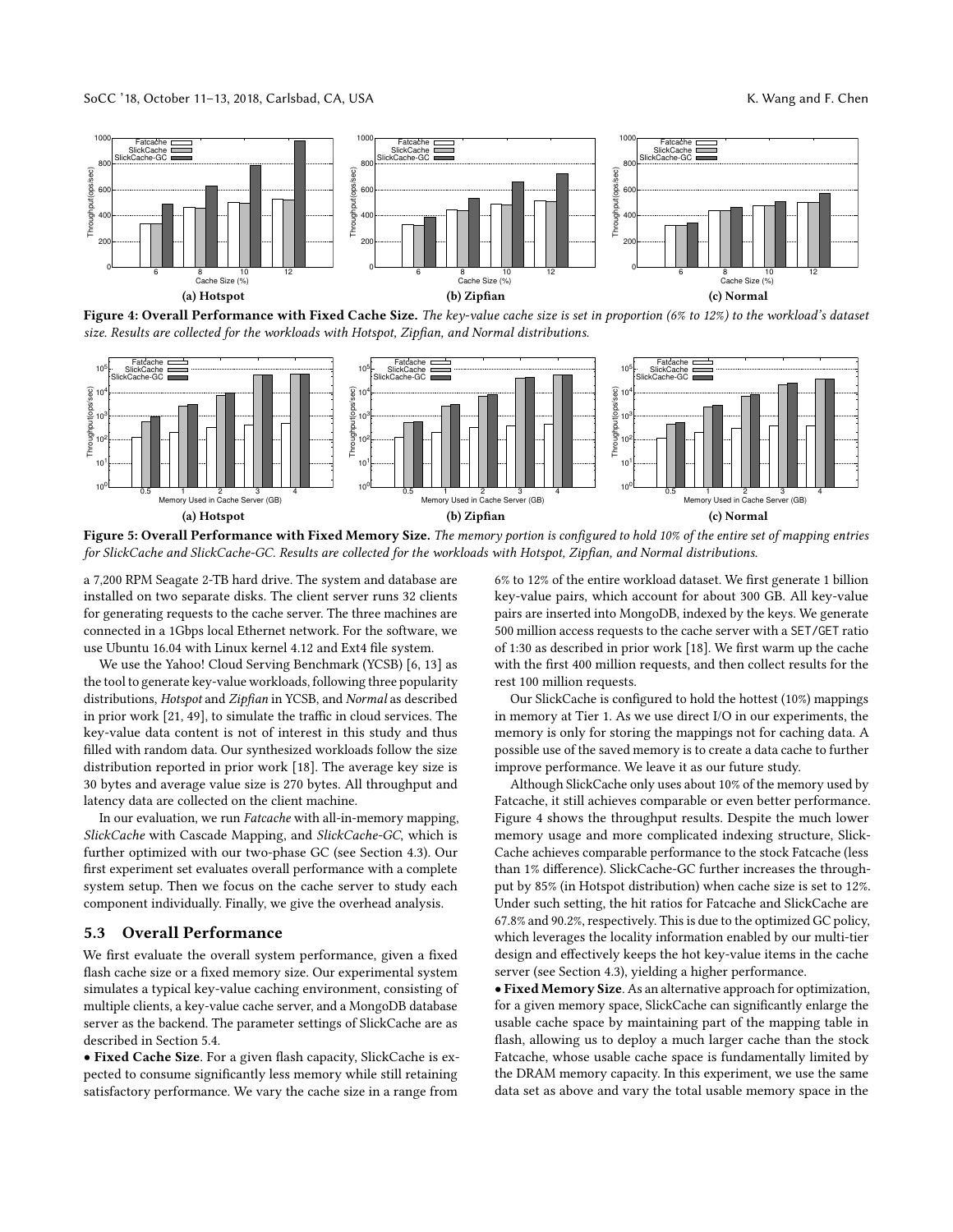Figure 4: Overall Performance with Fixed Cache Size. *The key-value cache size is set in proportion (6% to 12%) to the workload's dataset size. Results are collected for the workloads with Hotspot, Zipfian, and Normal distributions.*

Figure 5: Overall Performance with Fixed Memory Size. *The memory portion is configured to hold 10% of the entire set of mapping entries for SlickCache and SlickCache-GC. Results are collected for the workloads with Hotspot, Zipfian, and Normal distributions.*

a 7,200 RPM Seagate 2-TB hard drive. The system and database are installed on two separate disks. The client server runs 32 clients for generating requests to the cache server. The three machines are connected in a 1Gbps local Ethernet network. For the software, we use Ubuntu 16.04 with Linux kernel 4.12 and Ext4 file system.

We use the Yahoo! Cloud Serving Benchmark (YCSB) [6, 13] as the tool to generate key-value workloads, following three popularity distributions, *Hotspot* and *Zipfian* in YCSB, and *Normal* as described in prior work [21, 49], to simulate the traffic in cloud services. The key-value data content is not of interest in this study and thus filled with random data. Our synthesized workloads follow the size distribution reported in prior work [18]. The average key size is 30 bytes and average value size is 270 bytes. All throughput and latency data are collected on the client machine.

In our evaluation, we run *Fatcache* with all-in-memory mapping, *SlickCache* with Cascade Mapping, and *SlickCache-GC*, which is further optimized with our two-phase GC (see Section 4.3). Our first experiment set evaluates overall performance with a complete system setup. Then we focus on the cache server to study each component individually. Finally, we give the overhead analysis.

### 5.3 Overall Performance

We first evaluate the overall system performance, given a fixed flash cache size or a fixed memory size. Our experimental system simulates a typical key-value caching environment, consisting of multiple clients, a key-value cache server, and a MongoDB database server as the backend. The parameter settings of SlickCache are as described in Section 5.4.

• **Fixed Cache Size**. For a given flash capacity, SlickCache is expected to consume significantly less memory while still retaining satisfactory performance. We vary the cache size in a range from 6% to 12% of the entire workload dataset. We first generate 1 billion key-value pairs, which account for about 300 GB. All key-value pairs are inserted into MongoDB, indexed by the keys. We generate 500 million access requests to the cache server with a SET/GET ratio of 1:30 as described in prior work [18]. We first warm up the cache with the first 400 million requests, and then collect results for the rest 100 million requests.

Our SlickCache is configured to hold the hottest (10%) mappings in memory at Tier 1. As we use direct I/O in our experiments, the memory is only for storing the mappings not for caching data. A possible use of the saved memory is to create a data cache to further improve performance. We leave it as our future study.

Although SlickCache only uses about 10% of the memory used by Fatcache, it still achieves comparable or even better performance. Figure 4 shows the throughput results. Despite the much lower memory usage and more complicated indexing structure, SlickCache achieves comparable performance to the stock Fatcache (less than 1% difference). SlickCache-GC further increases the throughput by 85% (in Hotspot distribution) when cache size is set to 12%. Under such setting, the hit ratios for Fatcache and SlickCache are 67.8% and 90.2%, respectively. This is due to the optimized GC policy, which leverages the locality information enabled by our multi-tier design and effectively keeps the hot key-value items in the cache server (see Section 4.3), yielding a higher performance.

• **Fixed Memory Size**. As an alternative approach for optimization, for a given memory space, SlickCache can significantly enlarge the usable cache space by maintaining part of the mapping table in flash, allowing us to deploy a much larger cache than the stock Fatcache, whose usable cache space is fundamentally limited by the DRAM memory capacity. In this experiment, we use the same data set as above and vary the total usable memory space in the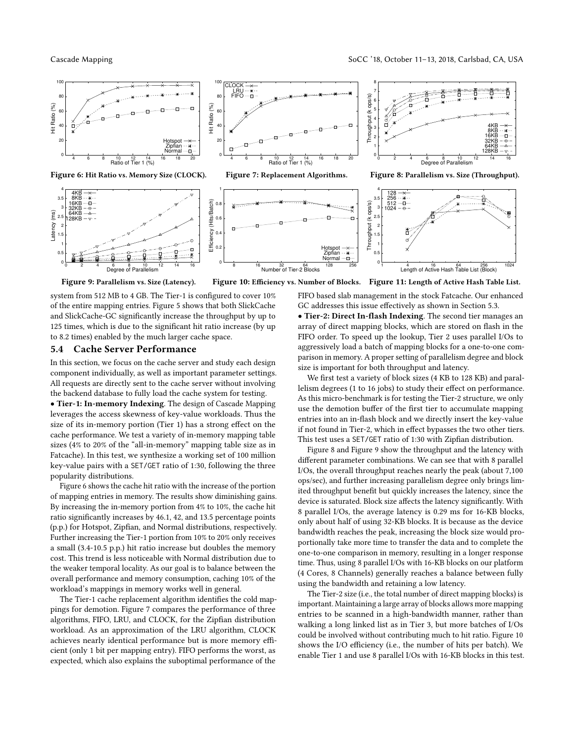Figure 6: Hit Ratio vs. Memory Size (CLOCK).

Figure 7: Replacement Algorithms.

Figure 8: Parallelism vs. Size (Throughput).

Figure 9: Parallelism vs. Size (Latency).

Figure 10: Efficiency vs. Number of Blocks.

Figure 11: Length of Active Hash Table List.

system from 512 MB to 4 GB. The Tier-1 is configured to cover 10% of the entire mapping entries. Figure 5 shows that both SlickCache and SlickCache-GC significantly increase the throughput by up to 125 times, which is due to the significant hit ratio increase (by up to 8.2 times) enabled by the much larger cache space.

## 5.4 Cache Server Performance

In this section, we focus on the cache server and study each design component individually, as well as important parameter settings. All requests are directly sent to the cache server without involving the backend database to fully load the cache system for testing.

• **Tier-1: In-memory Indexing**. The design of Cascade Mapping leverages the access skewness of key-value workloads. Thus the size of its in-memory portion (Tier 1) has a strong effect on the cache performance. We test a variety of in-memory mapping table sizes (4% to 20% of the "all-in-memory" mapping table size as in Fatcache). In this test, we synthesize a working set of 100 million key-value pairs with a SET/GET ratio of 1:30, following the three popularity distributions.

Figure 6 shows the cache hit ratio with the increase of the portion of mapping entries in memory. The results show diminishing gains. By increasing the in-memory portion from 4% to 10%, the cache hit ratio significantly increases by 46.1, 42, and 13.5 percentage points (p.p.) for Hotspot, Zipfian, and Normal distributions, respectively. Further increasing the Tier-1 portion from 10% to 20% only receives a small (3.4-10.5 p.p.) hit ratio increase but doubles the memory cost. This trend is less noticeable with Normal distribution due to the weaker temporal locality. As our goal is to balance between the overall performance and memory consumption, caching 10% of the workload's mappings in memory works well in general.

The Tier-1 cache replacement algorithm identifies the cold mappings for demotion. Figure 7 compares the performance of three algorithms, FIFO, LRU, and CLOCK, for the Zipfian distribution workload. As an approximation of the LRU algorithm, CLOCK achieves nearly identical performance but is more memory efficient (only 1 bit per mapping entry). FIFO performs the worst, as expected, which also explains the suboptimal performance of the FIFO based slab management in the stock Fatcache. Our enhanced GC addresses this issue effectively as shown in Section 5.3.

• **Tier-2: Direct In-flash Indexing**. The second tier manages an array of direct mapping blocks, which are stored on flash in the FIFO order. To speed up the lookup, Tier 2 uses parallel I/Os to aggressively load a batch of mapping blocks for a one-to-one comparison in memory. A proper setting of parallelism degree and block size is important for both throughput and latency.

We first test a variety of block sizes (4 KB to 128 KB) and parallelism degrees (1 to 16 jobs) to study their effect on performance. As this micro-benchmark is for testing the Tier-2 structure, we only use the demotion buffer of the first tier to accumulate mapping entries into an in-flash block and we directly insert the key-value if not found in Tier-2, which in effect bypasses the two other tiers. This test uses a SET/GET ratio of 1:30 with Zipfian distribution.

Figure 8 and Figure 9 show the throughput and the latency with different parameter combinations. We can see that with 8 parallel I/Os, the overall throughput reaches nearly the peak (about 7,100 ops/sec), and further increasing parallelism degree only brings limited throughput benefit but quickly increases the latency, since the device is saturated. Block size affects the latency significantly. With 8 parallel I/Os, the average latency is 0.29 ms for 16-KB blocks, only about half of using 32-KB blocks. It is because as the device bandwidth reaches the peak, increasing the block size would proportionally take more time to transfer the data and to complete the one-to-one comparison in memory, resulting in a longer response time. Thus, using 8 parallel I/Os with 16-KB blocks on our platform (4 Cores, 8 Channels) generally reaches a balance between fully using the bandwidth and retaining a low latency.

The Tier-2 size (i.e., the total number of direct mapping blocks) is important. Maintaining a large array of blocks allows more mapping entries to be scanned in a high-bandwidth manner, rather than walking a long linked list as in Tier 3, but more batches of I/Os could be involved without contributing much to hit ratio. Figure 10 shows the I/O efficiency (i.e., the number of hits per batch). We enable Tier 1 and use 8 parallel I/Os with 16-KB blocks in this test.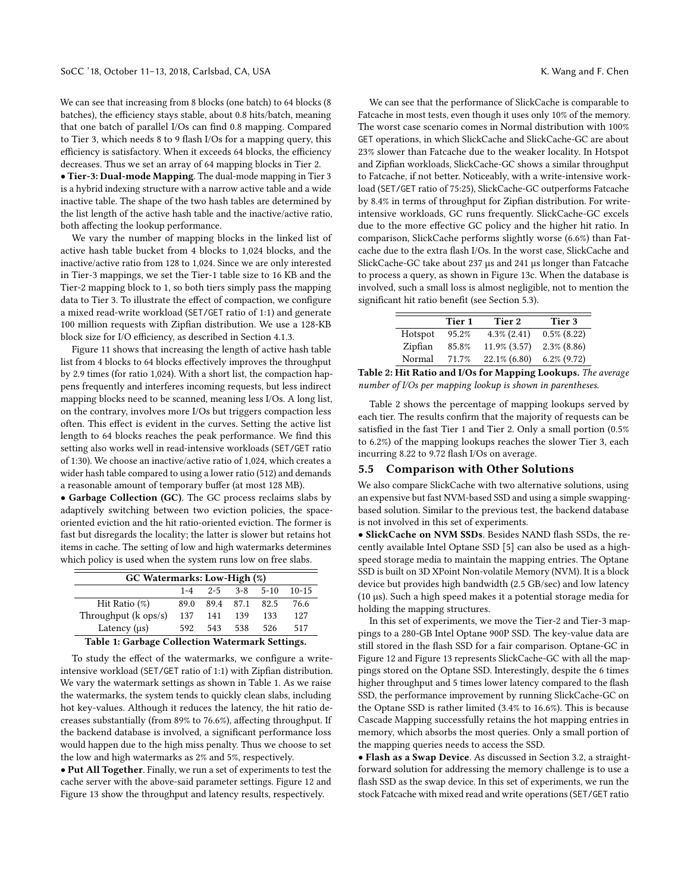We can see that increasing from 8 blocks (one batch) to 64 blocks (8 batches), the efficiency stays stable, about 0.8 hits/batch, meaning that one batch of parallel I/Os can find 0.8 mapping. Compared to Tier 3, which needs 8 to 9 flash I/Os for a mapping query, this efficiency is satisfactory. When it exceeds 64 blocks, the efficiency decreases. Thus we set an array of 64 mapping blocks in Tier 2.

• **Tier-3: Dual-mode Mapping**. The dual-mode mapping in Tier 3 is a hybrid indexing structure with a narrow active table and a wide inactive table. The shape of the two hash tables are determined by the list length of the active hash table and the inactive/active ratio, both affecting the lookup performance.

We vary the number of mapping blocks in the linked list of active hash table bucket from 4 blocks to 1,024 blocks, and the inactive/active ratio from 128 to 1,024. Since we are only interested in Tier-3 mappings, we set the Tier-1 table size to 16 KB and the Tier-2 mapping block to 1, so both tiers simply pass the mapping data to Tier 3. To illustrate the effect of compaction, we configure a mixed read-write workload (SET/GET ratio of 1:1) and generate 100 million requests with Zipfian distribution. We use a 128-KB block size for I/O efficiency, as described in Section 4.1.3.

Figure 11 shows that increasing the length of active hash table list from 4 blocks to 64 blocks effectively improves the throughput by 2.9 times (for ratio 1,024). With a short list, the compaction happens frequently and interferes incoming requests, but less indirect mapping blocks need to be scanned, meaning less I/Os. A long list, on the contrary, involves more I/Os but triggers compaction less often. This effect is evident in the curves. Setting the active list length to 64 blocks reaches the peak performance. We find this setting also works well in read-intensive workloads (SET/GET ratio of 1:30). We choose an inactive/active ratio of 1,024, which creates a wider hash table compared to using a lower ratio (512) and demands a reasonable amount of temporary buffer (at most 128 MB).

• **Garbage Collection (GC)**. The GC process reclaims slabs by adaptively switching between two eviction policies, the space-oriented eviction and the hit ratio-oriented eviction. The former is fast but disregards the locality; the latter is slower but retains hot items in cache. The setting of low and high watermarks determines which policy is used when the system runs low on free slabs.

| | GC Watermarks: Low-High (%) | | | | |
|---|---|---|---|---|---|
| | 1-4 | 2-5 | 3-8 | 5-10 | 10-15 |
| Hit Ratio (%) | 89.0 | 89.4 | 87.1 | 82.5 | 76.6 |
| Throughput (k ops/s) | 137 | 141 | 139 | 133 | 127 |
| Latency (μs) | 592 | 543 | 538 | 526 | 517 |

**Table 1: Garbage Collection Watermark Settings.**

To study the effect of the watermarks, we configure a write-intensive workload (SET/GET ratio of 1:1) with Zipfian distribution. We vary the watermark settings as shown in Table 1. As we raise the watermarks, the system tends to quickly clean slabs, including hot key-values. Although it reduces the latency, the hit ratio decreases substantially (from 89% to 76.6%), affecting throughput. If the backend database is involved, a significant performance loss would happen due to the high miss penalty. Thus we choose to set the low and high watermarks as 2% and 5%, respectively.

• **Put All Together**. Finally, we run a set of experiments to test the cache server with the above-said parameter settings. Figure 12 and Figure 13 show the throughput and latency results, respectively.

We can see that the performance of SlickCache is comparable to Fatcache in most tests, even though it uses only 10% of the memory. The worst case scenario comes in Normal distribution with 100% GET operations, in which SlickCache and SlickCache-GC are about 23% slower than Fatcache due to the weaker locality. In Hotspot and Zipfian workloads, SlickCache-GC shows a similar throughput to Fatcache, if not better. Noticeably, with a write-intensive workload (SET/GET ratio of 75:25), SlickCache-GC outperforms Fatcache by 8.4% in terms of throughput for Zipfian distribution. For write-intensive workloads, GC runs frequently. SlickCache-GC excels due to the more effective GC policy and the higher hit ratio. In comparison, SlickCache performs slightly worse (6.6%) than Fatcache due to the extra flash I/Os. In the worst case, SlickCache and SlickCache-GC take about 237 μs and 241 μs longer than Fatcache to process a query, as shown in Figure 13c. When the database is involved, such a small loss is almost negligible, not to mention the significant hit ratio benefit (see Section 5.3).

| | Tier 1 | Tier 2 | Tier 3 |
|---|---|---|---|
| Hotspot | 95.2% | 4.3% (2.41) | 0.5% (8.22) |
| Zipfian | 85.8% | 11.9% (3.57) | 2.3% (8.86) |
| Normal | 71.7% | 22.1% (6.80) | 6.2% (9.72) |

**Table 2: Hit Ratio and I/Os for Mapping Lookups.** *The average number of I/Os per mapping lookup is shown in parentheses.*

Table 2 shows the percentage of mapping lookups served by each tier. The results confirm that the majority of requests can be satisfied in the fast Tier 1 and Tier 2. Only a small portion (0.5% to 6.2%) of the mapping lookups reaches the slower Tier 3, each incurring 8.22 to 9.72 flash I/Os on average.

## 5.5 Comparison with Other Solutions

We also compare SlickCache with two alternative solutions, using an expensive but fast NVM-based SSD and using a simple swapping-based solution. Similar to the previous test, the backend database is not involved in this set of experiments.

• **SlickCache on NVM SSDs**. Besides NAND flash SSDs, the recently available Intel Optane SSD [5] can also be used as a high-speed storage media to maintain the mapping entries. The Optane SSD is built on 3D XPoint Non-volatile Memory (NVM). It is a block device but provides high bandwidth (2.5 GB/sec) and low latency (10 μs). Such a high speed makes it a potential storage media for holding the mapping structures.

In this set of experiments, we move the Tier-2 and Tier-3 mappings to a 280-GB Intel Optane 900P SSD. The key-value data are still stored in the flash SSD for a fair comparison. Optane-GC in Figure 12 and Figure 13 represents SlickCache-GC with all the mappings stored on the Optane SSD. Interestingly, despite the 6 times higher throughput and 5 times lower latency compared to the flash SSD, the performance improvement by running SlickCache-GC on the Optane SSD is rather limited (3.4% to 16.6%). This is because Cascade Mapping successfully retains the hot mapping entries in memory, which absorbs the most queries. Only a small portion of the mapping queries needs to access the SSD.

• **Flash as a Swap Device**. As discussed in Section 3.2, a straightforward solution for addressing the memory challenge is to use a flash SSD as the swap device. In this set of experiments, we run the stock Fatcache with mixed read and write operations (SET/GET ratio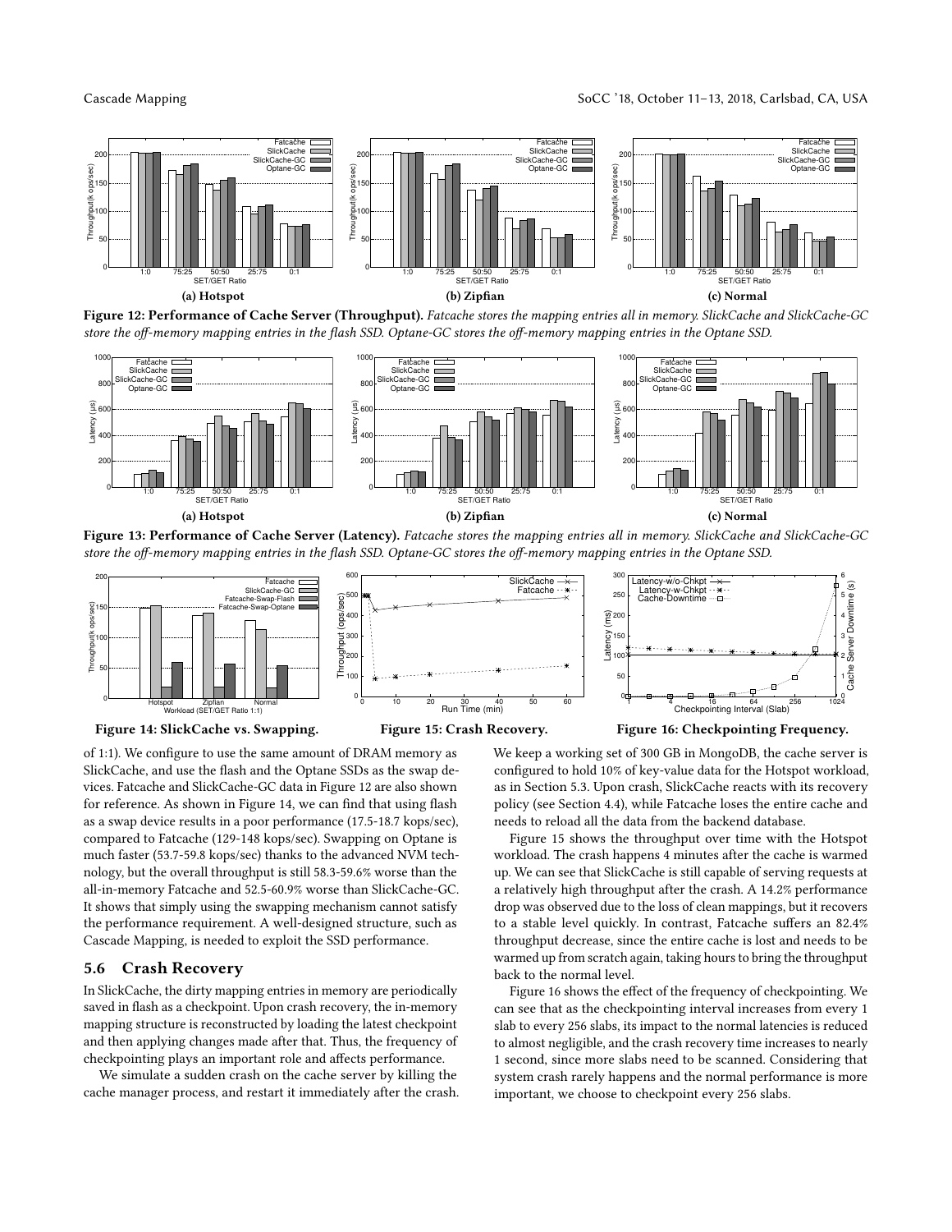Figure 12: Performance of Cache Server (Throughput). *Fatcache stores the mapping entries all in memory. SlickCache and SlickCache-GC store the off-memory mapping entries in the flash SSD. Optane-GC stores the off-memory mapping entries in the Optane SSD.*

Figure 13: Performance of Cache Server (Latency). *Fatcache stores the mapping entries all in memory. SlickCache and SlickCache-GC store the off-memory mapping entries in the flash SSD. Optane-GC stores the off-memory mapping entries in the Optane SSD.*

Figure 14: SlickCache vs. Swapping.

Figure 15: Crash Recovery.

Figure 16: Checkpointing Frequency.

of 1:1). We configure to use the same amount of DRAM memory as SlickCache, and use the flash and the Optane SSDs as the swap devices. Fatcache and SlickCache-GC data in Figure 12 are also shown for reference. As shown in Figure 14, we can find that using flash as a swap device results in a poor performance (17.5-18.7 kops/sec), compared to Fatcache (129-148 kops/sec). Swapping on Optane is much faster (53.7-59.8 kops/sec) thanks to the advanced NVM technology, but the overall throughput is still 58.3-59.6% worse than the all-in-memory Fatcache and 52.5-60.9% worse than SlickCache-GC. It shows that simply using the swapping mechanism cannot satisfy the performance requirement. A well-designed structure, such as Cascade Mapping, is needed to exploit the SSD performance.

## 5.6 Crash Recovery

In SlickCache, the dirty mapping entries in memory are periodically saved in flash as a checkpoint. Upon crash recovery, the in-memory mapping structure is reconstructed by loading the latest checkpoint and then applying changes made after that. Thus, the frequency of checkpointing plays an important role and affects performance.

We simulate a sudden crash on the cache server by killing the cache manager process, and restart it immediately after the crash. We keep a working set of 300 GB in MongoDB, the cache server is configured to hold 10% of key-value data for the Hotspot workload, as in Section 5.3. Upon crash, SlickCache reacts with its recovery policy (see Section 4.4), while Fatcache loses the entire cache and needs to reload all the data from the backend database.

Figure 15 shows the throughput over time with the Hotspot workload. The crash happens 4 minutes after the cache is warmed up. We can see that SlickCache is still capable of serving requests at a relatively high throughput after the crash. A 14.2% performance drop was observed due to the loss of clean mappings, but it recovers to a stable level quickly. In contrast, Fatcache suffers an 82.4% throughput decrease, since the entire cache is lost and needs to be warmed up from scratch again, taking hours to bring the throughput back to the normal level.

Figure 16 shows the effect of the frequency of checkpointing. We can see that as the checkpointing interval increases from every 1 slab to every 256 slabs, its impact to the normal latencies is reduced to almost negligible, and the crash recovery time increases to nearly 1 second, since more slabs need to be scanned. Considering that system crash rarely happens and the normal performance is more important, we choose to checkpoint every 256 slabs.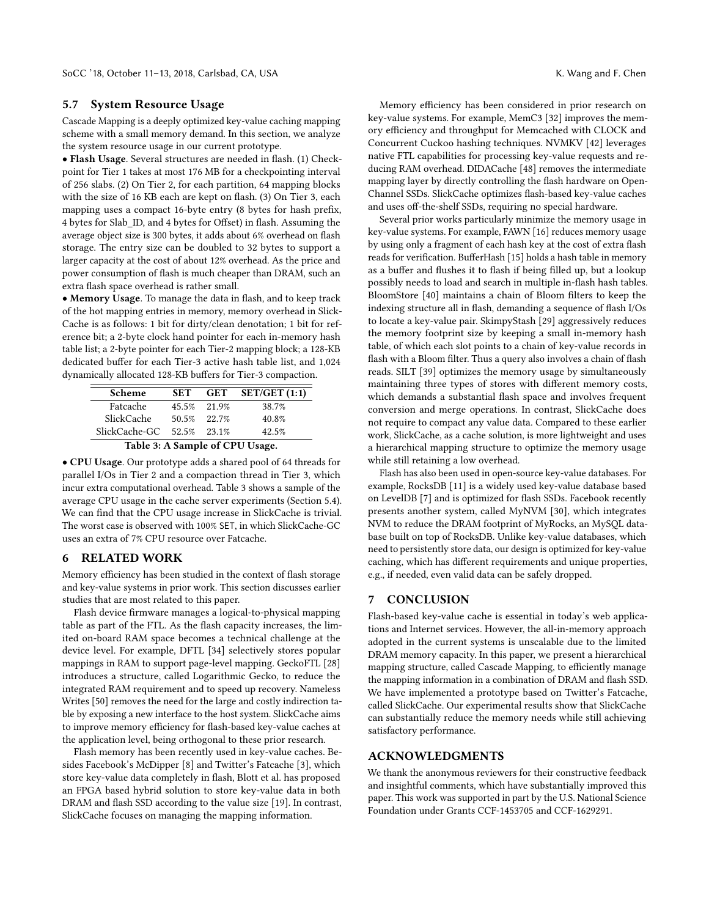### 5.7 System Resource Usage

Cascade Mapping is a deeply optimized key-value caching mapping scheme with a small memory demand. In this section, we analyze the system resource usage in our current prototype.

• **Flash Usage**. Several structures are needed in flash. (1) Checkpoint for Tier 1 takes at most 176 MB for a checkpointing interval of 256 slabs. (2) On Tier 2, for each partition, 64 mapping blocks with the size of 16 KB each are kept on flash. (3) On Tier 3, each mapping uses a compact 16-byte entry (8 bytes for hash prefix, 4 bytes for Slab_ID, and 4 bytes for Offset) in flash. Assuming the average object size is 300 bytes, it adds about 6% overhead on flash storage. The entry size can be doubled to 32 bytes to support a larger capacity at the cost of about 12% overhead. As the price and power consumption of flash is much cheaper than DRAM, such an extra flash space overhead is rather small.

• **Memory Usage**. To manage the data in flash, and to keep track of the hot mapping entries in memory, memory overhead in SlickCache is as follows: 1 bit for dirty/clean denotation; 1 bit for reference bit; a 2-byte clock hand pointer for each in-memory hash table list; a 2-byte pointer for each Tier-2 mapping block; a 128-KB dedicated buffer for each Tier-3 active hash table list, and 1,024 dynamically allocated 128-KB buffers for Tier-3 compaction.

| Scheme | SET | GET | SET/GET (1:1) |
|---|---|---|---|
| Fatcache | 45.5% | 21.9% | 38.7% |
| SlickCache | 50.5% | 22.7% | 40.8% |
| SlickCache-GC | 52.5% | 23.1% | 42.5% |

**Table 3: A Sample of CPU Usage.**

• **CPU Usage**. Our prototype adds a shared pool of 64 threads for parallel I/Os in Tier 2 and a compaction thread in Tier 3, which incur extra computational overhead. Table 3 shows a sample of the average CPU usage in the cache server experiments (Section 5.4). We can find that the CPU usage increase in SlickCache is trivial. The worst case is observed with 100% SET, in which SlickCache-GC uses an extra of 7% CPU resource over Fatcache.

## 6 RELATED WORK

Memory efficiency has been studied in the context of flash storage and key-value systems in prior work. This section discusses earlier studies that are most related to this paper.

Flash device firmware manages a logical-to-physical mapping table as part of the FTL. As the flash capacity increases, the limited on-board RAM space becomes a technical challenge at the device level. For example, DFTL [34] selectively stores popular mappings in RAM to support page-level mapping. GeckoFTL [28] introduces a structure, called Logarithmic Gecko, to reduce the integrated RAM requirement and to speed up recovery. Nameless Writes [50] removes the need for the large and costly indirection table by exposing a new interface to the host system. SlickCache aims to improve memory efficiency for flash-based key-value caches at the application level, being orthogonal to these prior research.

Flash memory has been recently used in key-value caches. Besides Facebook's McDipper [8] and Twitter's Fatcache [3], which store key-value data completely in flash, Blott et al. has proposed an FPGA based hybrid solution to store key-value data in both DRAM and flash SSD according to the value size [19]. In contrast, SlickCache focuses on managing the mapping information.

Memory efficiency has been considered in prior research on key-value systems. For example, MemC3 [32] improves the memory efficiency and throughput for Memcached with CLOCK and Concurrent Cuckoo hashing techniques. NVMKV [42] leverages native FTL capabilities for processing key-value requests and reducing RAM overhead. DIDACache [48] removes the intermediate mapping layer by directly controlling the flash hardware on Open-Channel SSDs. SlickCache optimizes flash-based key-value caches and uses off-the-shelf SSDs, requiring no special hardware.

Several prior works particularly minimize the memory usage in key-value systems. For example, FAWN [16] reduces memory usage by using only a fragment of each hash key at the cost of extra flash reads for verification. BufferHash [15] holds a hash table in memory as a buffer and flushes it to flash if being filled up, but a lookup possibly needs to load and search in multiple in-flash hash tables. BloomStore [40] maintains a chain of Bloom filters to keep the indexing structure all in flash, demanding a sequence of flash I/Os to locate a key-value pair. SkimpyStash [29] aggressively reduces the memory footprint size by keeping a small in-memory hash table, of which each slot points to a chain of key-value records in flash with a Bloom filter. Thus a query also involves a chain of flash reads. SILT [39] optimizes the memory usage by simultaneously maintaining three types of stores with different memory costs, which demands a substantial flash space and involves frequent conversion and merge operations. In contrast, SlickCache does not require to compact any value data. Compared to these earlier work, SlickCache, as a cache solution, is more lightweight and uses a hierarchical mapping structure to optimize the memory usage while still retaining a low overhead.

Flash has also been used in open-source key-value databases. For example, RocksDB [11] is a widely used key-value database based on LevelDB [7] and is optimized for flash SSDs. Facebook recently presents another system, called MyNVM [30], which integrates NVM to reduce the DRAM footprint of MyRocks, an MySQL database built on top of RocksDB. Unlike key-value databases, which need to persistently store data, our design is optimized for key-value caching, which has different requirements and unique properties, e.g., if needed, even valid data can be safely dropped.

## 7 CONCLUSION

Flash-based key-value cache is essential in today's web applications and Internet services. However, the all-in-memory approach adopted in the current systems is unscalable due to the limited DRAM memory capacity. In this paper, we present a hierarchical mapping structure, called Cascade Mapping, to efficiently manage the mapping information in a combination of DRAM and flash SSD. We have implemented a prototype based on Twitter's Fatcache, called SlickCache. Our experimental results show that SlickCache can substantially reduce the memory needs while still achieving satisfactory performance.

## ACKNOWLEDGMENTS

We thank the anonymous reviewers for their constructive feedback and insightful comments, which have substantially improved this paper. This work was supported in part by the U.S. National Science Foundation under Grants CCF-1453705 and CCF-1629291.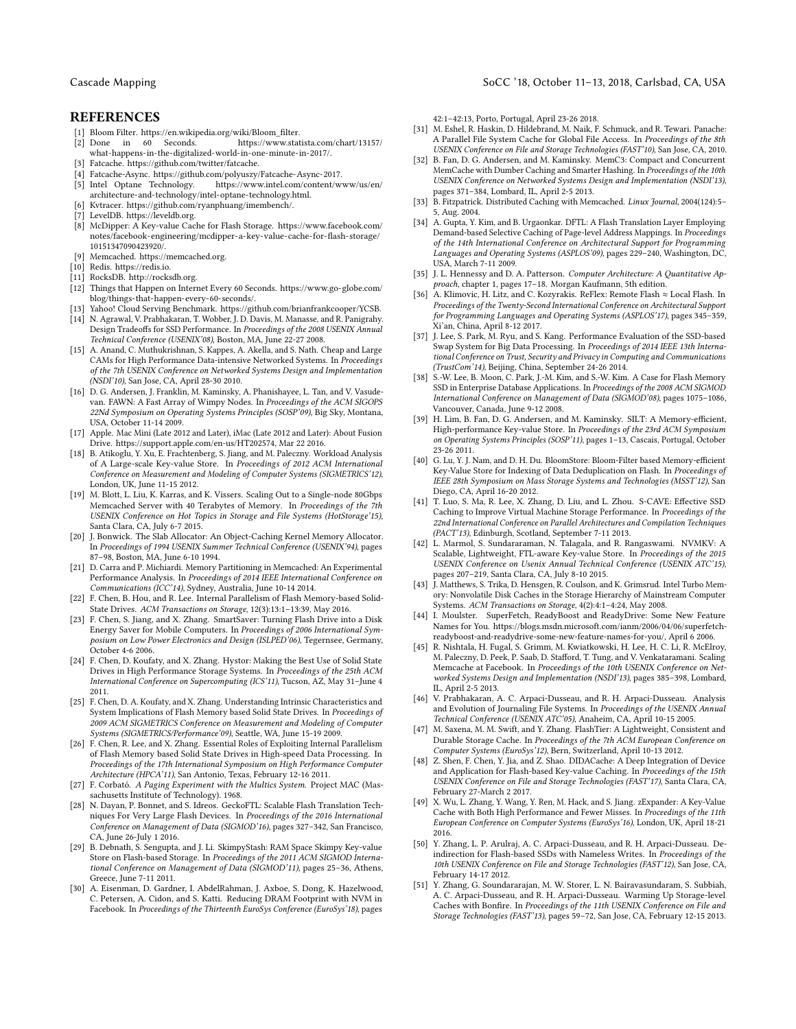# REFERENCES

[1] Bloom Filter. https://en.wikipedia.org/wiki/Bloom_filter.

[2] Done in 60 Seconds. https://www.statista.com/chart/13157/what-happens-in-the-digitalized-world-in-one-minute-in-2017/.

[3] Fatcache. https://github.com/twitter/fatcache.

[4] Fatcache-Async. https://github.com/polyuszy/Fatcache-Async-2017.

[5] Intel Optane Technology. https://www.intel.com/content/www/us/en/architecture-and-technology/intel-optane-technology.html.

[6] Kvtracer. https://github.com/ryanphuang/imembench/.

[7] LevelDB. https://leveldb.org.

[8] McDipper: A Key-value Cache for Flash Storage. https://www.facebook.com/notes/facebook-engineering/mcdipper-a-key-value-cache-for-flash-storage/10151347090423920/.

[9] Memcached. https://memcached.org.

[10] Redis. https://redis.io.

[11] RocksDB. http://rocksdb.org.

[12] Things that Happen on Internet Every 60 Seconds. https://www.go-globe.com/blog/things-that-happen-every-60-seconds/.

[13] Yahoo! Cloud Serving Benchmark. https://github.com/brianfrankcooper/YCSB.

[14] N. Agrawal, V. Prabhakaran, T. Wobber, J. D. Davis, M. Manasse, and R. Panigrahy. Design Tradeoffs for SSD Performance. In *Proceedings of the 2008 USENIX Annual Technical Conference (USENIX'08)*, Boston, MA, June 22-27 2008.

[15] A. Anand, C. Muthukrishnan, S. Kappes, A. Akella, and S. Nath. Cheap and Large CAMs for High Performance Data-intensive Networked Systems. In *Proceedings of the 7th USENIX Conference on Networked Systems Design and Implementation (NSDI'10)*, San Jose, CA, April 28-30 2010.

[16] D. G. Andersen, J. Franklin, M. Kaminsky, A. Phanishayee, L. Tan, and V. Vasudevan. FAWN: A Fast Array of Wimpy Nodes. In *Proceedings of the ACM SIGOPS 22Nd Symposium on Operating Systems Principles (SOSP'09)*, Big Sky, Montana, USA, October 11-14 2009.

[17] Apple. Mac Mini (Late 2012 and Later), iMac (Late 2012 and Later): About Fusion Drive. https://support.apple.com/en-us/HT202574, Mar 22 2016.

[18] B. Atikoglu, Y. Xu, E. Frachtenberg, S. Jiang, and M. Paleczny. Workload Analysis of A Large-scale Key-value Store. In *Proceedings of 2012 ACM International Conference on Measurement and Modeling of Computer Systems (SIGMETRICS'12)*, London, UK, June 11-15 2012.

[19] M. Blott, L. Liu, K. Karras, and K. Vissers. Scaling Out to a Single-node 80Gbps Memcached Server with 40 Terabytes of Memory. In *Proceedings of the 7th USENIX Conference on Hot Topics in Storage and File Systems (HotStorage'15)*, Santa Clara, CA, July 6-7 2015.

[20] J. Bonwick. The Slab Allocator: An Object-Caching Kernel Memory Allocator. In *Proceedings of 1994 USENIX Summer Technical Conference (USENIX'94)*, pages 87–98, Boston, MA, June 6-10 1994.

[21] D. Carra and P. Michiardi. Memory Partitioning in Memcached: An Experimental Performance Analysis. In *Proceedings of 2014 IEEE International Conference on Communications (ICC'14)*, Sydney, Australia, June 10-14 2014.

[22] F. Chen, B. Hou, and R. Lee. Internal Parallelism of Flash Memory-based Solid-State Drives. *ACM Transactions on Storage*, 12(3):13:1–13:39, May 2016.

[23] F. Chen, S. Jiang, and X. Zhang. SmartSaver: Turning Flash Drive into a Disk Energy Saver for Mobile Computers. In *Proceedings of 2006 International Symposium on Low Power Electronics and Design (ISLPED'06)*, Tegernsee, Germany, October 4-6 2006.

[24] F. Chen, D. Koufaty, and X. Zhang. Hystor: Making the Best Use of Solid State Drives in High Performance Storage Systems. In *Proceedings of the 25th ACM International Conference on Supercomputing (ICS'11)*, Tucson, AZ, May 31–June 4 2011.

[25] F. Chen, D. A. Koufaty, and X. Zhang. Understanding Intrinsic Characteristics and System Implications of Flash Memory based Solid State Drives. In *Proceedings of 2009 ACM SIGMETRICS Conference on Measurement and Modeling of Computer Systems (SIGMETRICS/Performance'09)*, Seattle, WA, June 15-19 2009.

[26] F. Chen, R. Lee, and X. Zhang. Essential Roles of Exploiting Internal Parallelism of Flash Memory based Solid State Drives in High-speed Data Processing. In *Proceedings of the 17th International Symposium on High Performance Computer Architecture (HPCA'11)*, San Antonio, Texas, February 12-16 2011.

[27] F. Corbató. *A Paging Experiment with the Multics System.* Project MAC (Massachusetts Institute of Technology). 1968.

[28] N. Dayan, P. Bonnet, and S. Idreos. GeckoFTL: Scalable Flash Translation Techniques For Very Large Flash Devices. In *Proceedings of the 2016 International Conference on Management of Data (SIGMOD'16)*, pages 327–342, San Francisco, CA, June 26-July 1 2016.

[29] B. Debnath, S. Sengupta, and J. Li. SkimpyStash: RAM Space Skimpy Key-value Store on Flash-based Storage. In *Proceedings of the 2011 ACM SIGMOD International Conference on Management of Data (SIGMOD'11)*, pages 25–36, Athens, Greece, June 7-11 2011.

[30] A. Eisenman, D. Gardner, I. AbdelRahman, J. Axboe, S. Dong, K. Hazelwood, C. Petersen, A. Cidon, and S. Katti. Reducing DRAM Footprint with NVM in Facebook. In *Proceedings of the Thirteenth EuroSys Conference (EuroSys'18)*, pages 42:1–42:13, Porto, Portugal, April 23-26 2018.

[31] M. Eshel, R. Haskin, D. Hildebrand, M. Naik, F. Schmuck, and R. Tewari. Panache: A Parallel File System Cache for Global File Access. In *Proceedings of the 8th USENIX Conference on File and Storage Technologies (FAST'10)*, San Jose, CA, 2010.

[32] B. Fan, D. G. Andersen, and M. Kaminsky. MemC3: Compact and Concurrent MemCache with Dumber Caching and Smarter Hashing. In *Proceedings of the 10th USENIX Conference on Networked Systems Design and Implementation (NSDI'13)*, pages 371–384, Lombard, IL, April 2-5 2013.

[33] B. Fitzpatrick. Distributed Caching with Memcached. *Linux Journal*, 2004(124):5–5, Aug. 2004.

[34] A. Gupta, Y. Kim, and B. Urgaonkar. DFTL: A Flash Translation Layer Employing Demand-based Selective Caching of Page-level Address Mappings. In *Proceedings of the 14th International Conference on Architectural Support for Programming Languages and Operating Systems (ASPLOS'09)*, pages 229–240, Washington, DC, USA, March 7-11 2009.

[35] J. L. Hennessy and D. A. Patterson. *Computer Architecture: A Quantitative Approach*, chapter 1, pages 17–18. Morgan Kaufmann, 5th edition.

[36] A. Klimovic, H. Litz, and C. Kozyrakis. ReFlex: Remote Flash ≈ Local Flash. In *Proceedings of the Twenty-Second International Conference on Architectural Support for Programming Languages and Operating Systems (ASPLOS'17)*, pages 345–359, Xi'an, China, April 8-12 2017.

[37] J. Lee, S. Park, M. Ryu, and S. Kang. Performance Evaluation of the SSD-based Swap System for Big Data Processing. In *Proceedings of 2014 IEEE 13th International Conference on Trust, Security and Privacy in Computing and Communications (TrustCom'14)*, Beijing, China, September 24-26 2014.

[38] S.-W. Lee, B. Moon, C. Park, J.-M. Kim, and S.-W. Kim. A Case for Flash Memory SSD in Enterprise Database Applications. In *Proceedings of the 2008 ACM SIGMOD International Conference on Management of Data (SIGMOD'08)*, pages 1075–1086, Vancouver, Canada, June 9-12 2008.

[39] H. Lim, B. Fan, D. G. Andersen, and M. Kaminsky. SILT: A Memory-efficient, High-performance Key-value Store. In *Proceedings of the 23rd ACM Symposium on Operating Systems Principles (SOSP'11)*, pages 1–13, Cascais, Portugal, October 23-26 2011.

[40] G. Lu, Y. J. Nam, and D. H. Du. BloomStore: Bloom-Filter based Memory-efficient Key-Value Store for Indexing of Data Deduplication on Flash. In *Proceedings of IEEE 28th Symposium on Mass Storage Systems and Technologies (MSST'12)*, San Diego, CA, April 16-20 2012.

[41] T. Luo, S. Ma, R. Lee, X. Zhang, D. Liu, and L. Zhou. S-CAVE: Effective SSD Caching to Improve Virtual Machine Storage Performance. In *Proceedings of the 22nd International Conference on Parallel Architectures and Compilation Techniques (PACT'13)*, Edinburgh, Scotland, September 7-11 2013.

[42] L. Marmol, S. Sundararaman, N. Talagala, and R. Rangaswami. NVMKV: A Scalable, Lightweight, FTL-aware Key-value Store. In *Proceedings of the 2015 USENIX Conference on Usenix Annual Technical Conference (USENIX ATC'15)*, pages 207–219, Santa Clara, CA, July 8-10 2015.

[43] J. Matthews, S. Trika, D. Hensgen, R. Coulson, and K. Grimsrud. Intel Turbo Memory: Nonvolatile Disk Caches in the Storage Hierarchy of Mainstream Computer Systems. *ACM Transactions on Storage*, 4(2):4:1–4:24, May 2008.

[44] I. Moulster. SuperFetch, ReadyBoost and ReadyDrive: Some New Feature Names for You. https://blogs.msdn.microsoft.com/ianm/2006/04/06/superfetch-readyboost-and-readydrive-some-new-feature-names-for-you/, April 6 2006.

[45] R. Nishtala, H. Fugal, S. Grimm, M. Kwiatkowski, H. Lee, H. C. Li, R. McElroy, M. Paleczny, D. Peek, P. Saab, D. Stafford, T. Tung, and V. Venkataramani. Scaling Memcache at Facebook. In *Proceedings of the 10th USENIX Conference on Networked Systems Design and Implementation (NSDI'13)*, pages 385–398, Lombard, IL, April 2-5 2013.

[46] V. Prabhakaran, A. C. Arpaci-Dusseau, and R. H. Arpaci-Dusseau. Analysis and Evolution of Journaling File Systems. In *Proceedings of the USENIX Annual Technical Conference (USENIX ATC'05)*, Anaheim, CA, April 10-15 2005.

[47] M. Saxena, M. M. Swift, and Y. Zhang. FlashTier: A Lightweight, Consistent and Durable Storage Cache. In *Proceedings of the 7th ACM European Conference on Computer Systems (EuroSys'12)*, Bern, Switzerland, April 10-13 2012.

[48] Z. Shen, F. Chen, Y. Jia, and Z. Shao. DIDACache: A Deep Integration of Device and Application for Flash-based Key-value Caching. In *Proceedings of the 15th USENIX Conference on File and Storage Technologies (FAST'17)*, Santa Clara, CA, February 27-March 2 2017.

[49] X. Wu, L. Zhang, Y. Wang, Y. Ren, M. Hack, and S. Jiang. zExpander: A Key-Value Cache with Both High Performance and Fewer Misses. In *Proceedings of the 11th European Conference on Computer Systems (EuroSys'16)*, London, UK, April 18-21 2016.

[50] Y. Zhang, L. P. Arulraj, A. C. Arpaci-Dusseau, and R. H. Arpaci-Dusseau. De-indirection for Flash-based SSDs with Nameless Writes. In *Proceedings of the 10th USENIX Conference on File and Storage Technologies (FAST'12)*, San Jose, CA, February 14-17 2012.

[51] Y. Zhang, G. Soundararajan, M. W. Storer, L. N. Bairavasundaram, S. Subbiah, A. C. Arpaci-Dusseau, and R. H. Arpaci-Dusseau. Warming Up Storage-level Caches with Bonfire. In *Proceedings of the 11th USENIX Conference on File and Storage Technologies (FAST'13)*, pages 59–72, San Jose, CA, February 12-15 2013.